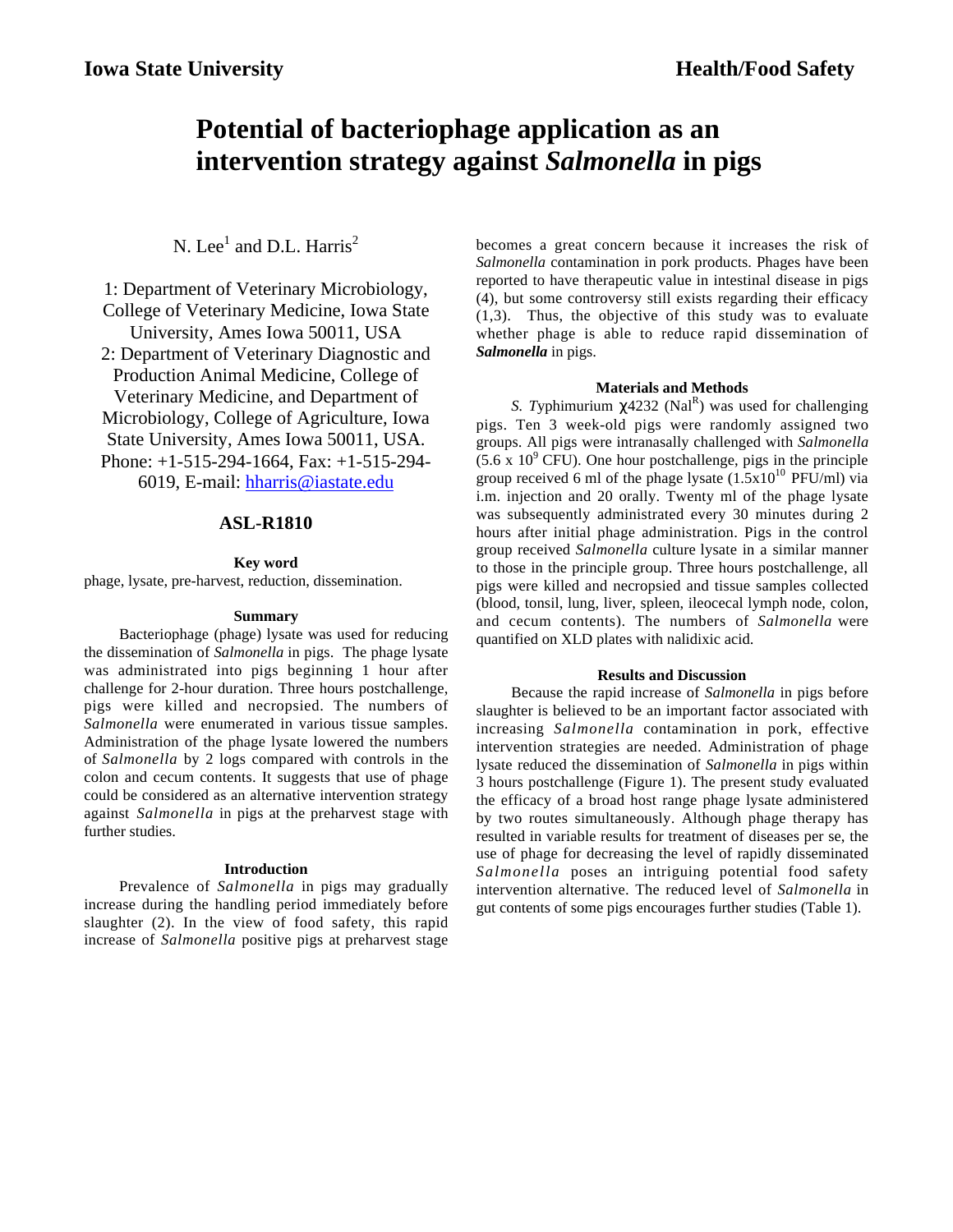Iowa State University

Health/Food Safety

# Potential of bacteriophage application as an intervention strategy against *Salmonella* in pigs

N. Lee[1] and D.L. Harris[2]

1: Department of Veterinary Microbiology, College of Veterinary Medicine, Iowa State University, Ames Iowa 50011, USA
2: Department of Veterinary Diagnostic and Production Animal Medicine, College of Veterinary Medicine, and Department of Microbiology, College of Agriculture, Iowa State University, Ames Iowa 50011, USA. Phone: +1-515-294-1664, Fax: +1-515-294-6019, E-mail: hharris@iastate.edu

## ASL-R1810

### Key word

phage, lysate, pre-harvest, reduction, dissemination.

### Summary

Bacteriophage (phage) lysate was used for reducing the dissemination of *Salmonella* in pigs. The phage lysate was administrated into pigs beginning 1 hour after challenge for 2-hour duration. Three hours postchallenge, pigs were killed and necropsied. The numbers of *Salmonella* were enumerated in various tissue samples. Administration of the phage lysate lowered the numbers of *Salmonella* by 2 logs compared with controls in the colon and cecum contents. It suggests that use of phage could be considered as an alternative intervention strategy against *Salmonella* in pigs at the preharvest stage with further studies.

### Introduction

Prevalence of *Salmonella* in pigs may gradually increase during the handling period immediately before slaughter (2). In the view of food safety, this rapid increase of *Salmonella* positive pigs at preharvest stage becomes a great concern because it increases the risk of *Salmonella* contamination in pork products. Phages have been reported to have therapeutic value in intestinal disease in pigs (4), but some controversy still exists regarding their efficacy (1,3). Thus, the objective of this study was to evaluate whether phage is able to reduce rapid dissemination of ***Salmonella*** in pigs.

### Materials and Methods

*S. T*yphimurium $\chi$4232 ($Nal^R$) was used for challenging pigs. Ten 3 week-old pigs were randomly assigned two groups. All pigs were intranasally challenged with *Salmonella* ($5.6 \times 10^9$ CFU). One hour postchallenge, pigs in the principle group received 6 ml of the phage lysate ($1.5 \times 10^{10}$ PFU/ml) via i.m. injection and 20 orally. Twenty ml of the phage lysate was subsequently administrated every 30 minutes during 2 hours after initial phage administration. Pigs in the control group received *Salmonella* culture lysate in a similar manner to those in the principle group. Three hours postchallenge, all pigs were killed and necropsied and tissue samples collected (blood, tonsil, lung, liver, spleen, ileocecal lymph node, colon, and cecum contents). The numbers of *Salmonella* were quantified on XLD plates with nalidixic acid.

### Results and Discussion

Because the rapid increase of *Salmonella* in pigs before slaughter is believed to be an important factor associated with increasing *Salmonella* contamination in pork, effective intervention strategies are needed. Administration of phage lysate reduced the dissemination of *Salmonella* in pigs within 3 hours postchallenge (Figure 1). The present study evaluated the efficacy of a broad host range phage lysate administered by two routes simultaneously. Although phage therapy has resulted in variable results for treatment of diseases per se, the use of phage for decreasing the level of rapidly disseminated *Salmonella* poses an intriguing potential food safety intervention alternative. The reduced level of *Salmonella* in gut contents of some pigs encourages further studies (Table 1).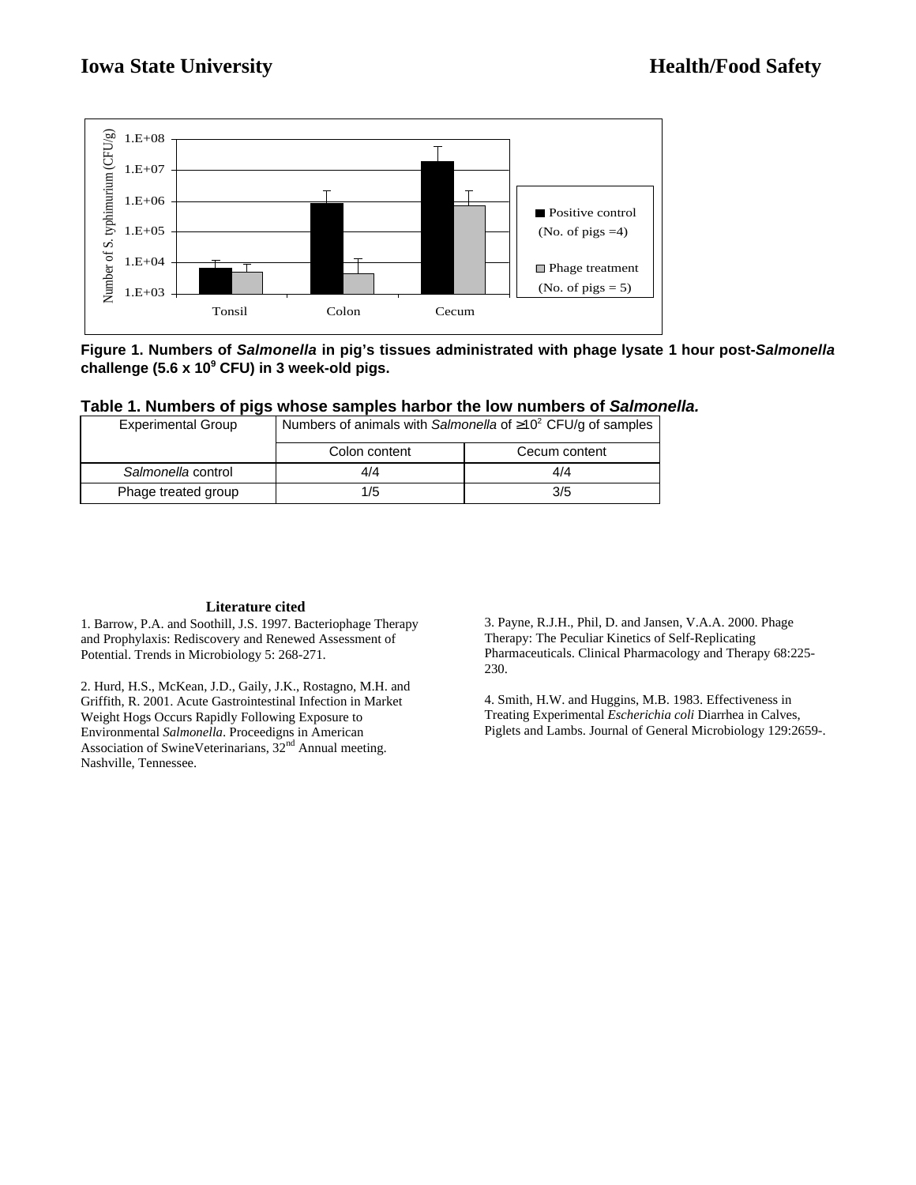Number of S. typhimurium (CFU/g)

1.E+08

1.E+07

1.E+06

1.E+05

1.E+04

1.E+03

Tonsil

Colon

Cecum

Positive control (No. of pigs =4)

Phage treatment (No. of pigs = 5)

**Figure 1. Numbers of *Salmonella* in pig's tissues administrated with phage lysate 1 hour post-*Salmonella* challenge (5.6 x $10^9$ CFU) in 3 week-old pigs.**

**Table 1. Numbers of pigs whose samples harbor the low numbers of *Salmonella.***

| Experimental Group | Numbers of animals with *Salmonella* of $\geq 10^2$ CFU/g of samples | |
|---|---|---|
| | Colon content | Cecum content |
| *Salmonella* control | 4/4 | 4/4 |
| Phage treated group | 1/5 | 3/5 |

### Literature cited

1. Barrow, P.A. and Soothill, J.S. 1997. Bacteriophage Therapy and Prophylaxis: Rediscovery and Renewed Assessment of Potential. Trends in Microbiology 5: 268-271.

2. Hurd, H.S., McKean, J.D., Gaily, J.K., Rostagno, M.H. and Griffith, R. 2001. Acute Gastrointestinal Infection in Market Weight Hogs Occurs Rapidly Following Exposure to Environmental *Salmonella*. Proceedigns in American Association of SwineVeterinarians, 32nd Annual meeting. Nashville, Tennessee.

3. Payne, R.J.H., Phil, D. and Jansen, V.A.A. 2000. Phage Therapy: The Peculiar Kinetics of Self-Replicating Pharmaceuticals. Clinical Pharmacology and Therapy 68:225-230.

4. Smith, H.W. and Huggins, M.B. 1983. Effectiveness in Treating Experimental *Escherichia coli* Diarrhea in Calves, Piglets and Lambs. Journal of General Microbiology 129:2659-.